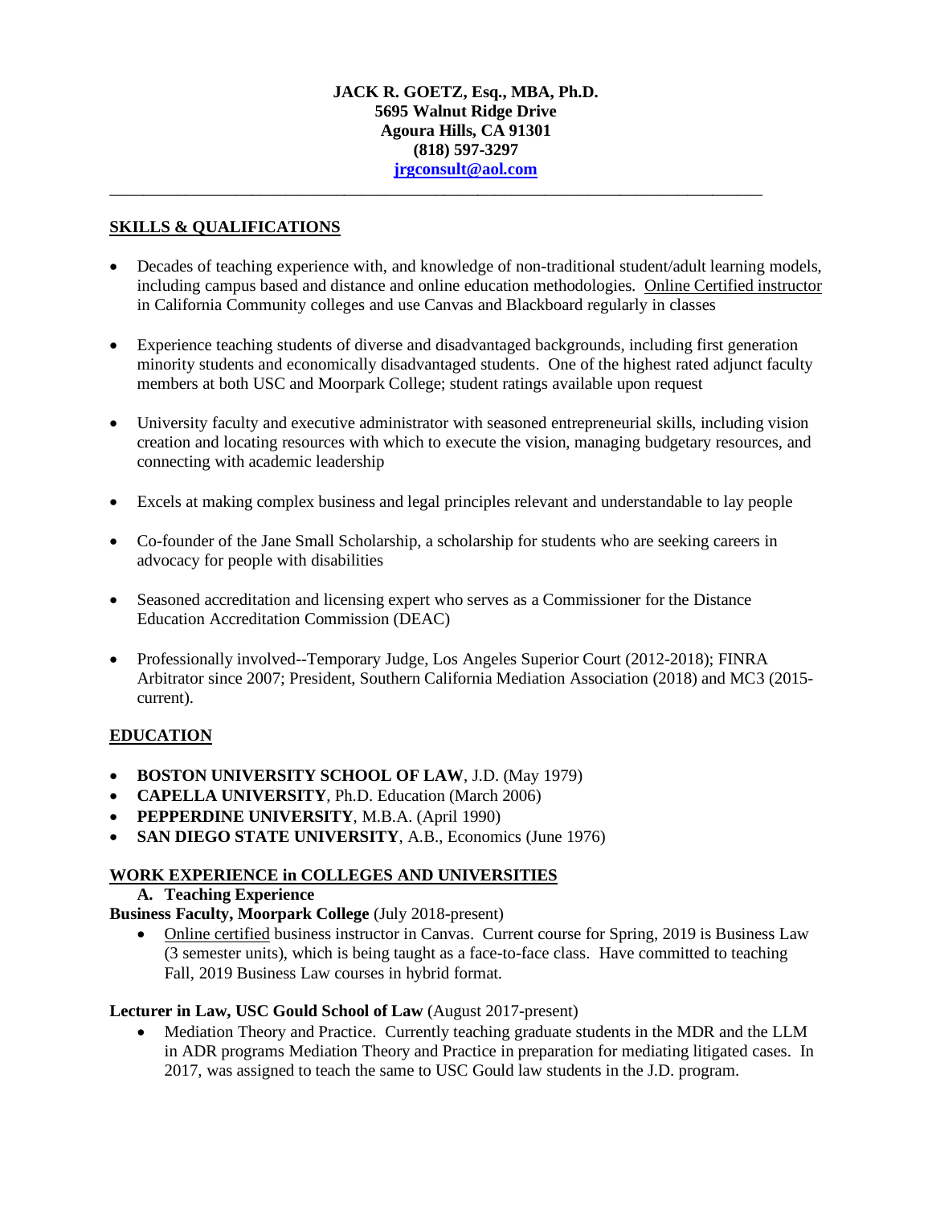**JACK R. GOETZ, Esq., MBA, Ph.D.**
**5695 Walnut Ridge Drive**
**Agoura Hills, CA 91301**
**(818) 597-3297**
**jrgconsult@aol.com**

---

## SKILLS & QUALIFICATIONS

- Decades of teaching experience with, and knowledge of non-traditional student/adult learning models, including campus based and distance and online education methodologies. Online Certified instructor in California Community colleges and use Canvas and Blackboard regularly in classes
- Experience teaching students of diverse and disadvantaged backgrounds, including first generation minority students and economically disadvantaged students. One of the highest rated adjunct faculty members at both USC and Moorpark College; student ratings available upon request
- University faculty and executive administrator with seasoned entrepreneurial skills, including vision creation and locating resources with which to execute the vision, managing budgetary resources, and connecting with academic leadership
- Excels at making complex business and legal principles relevant and understandable to lay people
- Co-founder of the Jane Small Scholarship, a scholarship for students who are seeking careers in advocacy for people with disabilities
- Seasoned accreditation and licensing expert who serves as a Commissioner for the Distance Education Accreditation Commission (DEAC)
- Professionally involved--Temporary Judge, Los Angeles Superior Court (2012-2018); FINRA Arbitrator since 2007; President, Southern California Mediation Association (2018) and MC3 (2015-current).

## EDUCATION

- **BOSTON UNIVERSITY SCHOOL OF LAW**, J.D. (May 1979)
- **CAPELLA UNIVERSITY**, Ph.D. Education (March 2006)
- **PEPPERDINE UNIVERSITY**, M.B.A. (April 1990)
- **SAN DIEGO STATE UNIVERSITY**, A.B., Economics (June 1976)

## WORK EXPERIENCE in COLLEGES AND UNIVERSITIES

### A. Teaching Experience

**Business Faculty, Moorpark College** (July 2018-present)

- Online certified business instructor in Canvas. Current course for Spring, 2019 is Business Law (3 semester units), which is being taught as a face-to-face class. Have committed to teaching Fall, 2019 Business Law courses in hybrid format.

**Lecturer in Law, USC Gould School of Law** (August 2017-present)

- Mediation Theory and Practice. Currently teaching graduate students in the MDR and the LLM in ADR programs Mediation Theory and Practice in preparation for mediating litigated cases. In 2017, was assigned to teach the same to USC Gould law students in the J.D. program.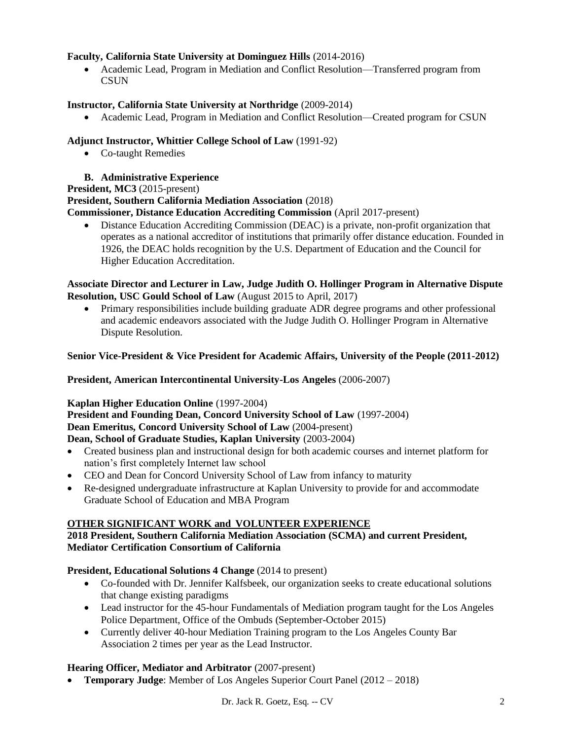**Faculty, California State University at Dominguez Hills** (2014-2016)

- Academic Lead, Program in Mediation and Conflict Resolution—Transferred program from CSUN

**Instructor, California State University at Northridge** (2009-2014)

- Academic Lead, Program in Mediation and Conflict Resolution—Created program for CSUN

**Adjunct Instructor, Whittier College School of Law** (1991-92)

- Co-taught Remedies

### B. Administrative Experience

**President, MC3** (2015-present)
**President, Southern California Mediation Association** (2018)
**Commissioner, Distance Education Accrediting Commission** (April 2017-present)

- Distance Education Accrediting Commission (DEAC) is a private, non-profit organization that operates as a national accreditor of institutions that primarily offer distance education. Founded in 1926, the DEAC holds recognition by the U.S. Department of Education and the Council for Higher Education Accreditation.

**Associate Director and Lecturer in Law, Judge Judith O. Hollinger Program in Alternative Dispute Resolution, USC Gould School of Law** (August 2015 to April, 2017)

- Primary responsibilities include building graduate ADR degree programs and other professional and academic endeavors associated with the Judge Judith O. Hollinger Program in Alternative Dispute Resolution.

**Senior Vice-President & Vice President for Academic Affairs, University of the People (2011-2012)**

**President, American Intercontinental University-Los Angeles** (2006-2007)

**Kaplan Higher Education Online** (1997-2004)
**President and Founding Dean, Concord University School of Law** (1997-2004)
**Dean Emeritus, Concord University School of Law** (2004-present)
**Dean, School of Graduate Studies, Kaplan University** (2003-2004)

- Created business plan and instructional design for both academic courses and internet platform for nation's first completely Internet law school
- CEO and Dean for Concord University School of Law from infancy to maturity
- Re-designed undergraduate infrastructure at Kaplan University to provide for and accommodate Graduate School of Education and MBA Program

## OTHER SIGNIFICANT WORK and VOLUNTEER EXPERIENCE

**2018 President, Southern California Mediation Association (SCMA) and current President, Mediator Certification Consortium of California**

**President, Educational Solutions 4 Change** (2014 to present)

- Co-founded with Dr. Jennifer Kalfsbeek, our organization seeks to create educational solutions that change existing paradigms
- Lead instructor for the 45-hour Fundamentals of Mediation program taught for the Los Angeles Police Department, Office of the Ombuds (September-October 2015)
- Currently deliver 40-hour Mediation Training program to the Los Angeles County Bar Association 2 times per year as the Lead Instructor.

**Hearing Officer, Mediator and Arbitrator** (2007-present)

- **Temporary Judge**: Member of Los Angeles Superior Court Panel (2012 – 2018)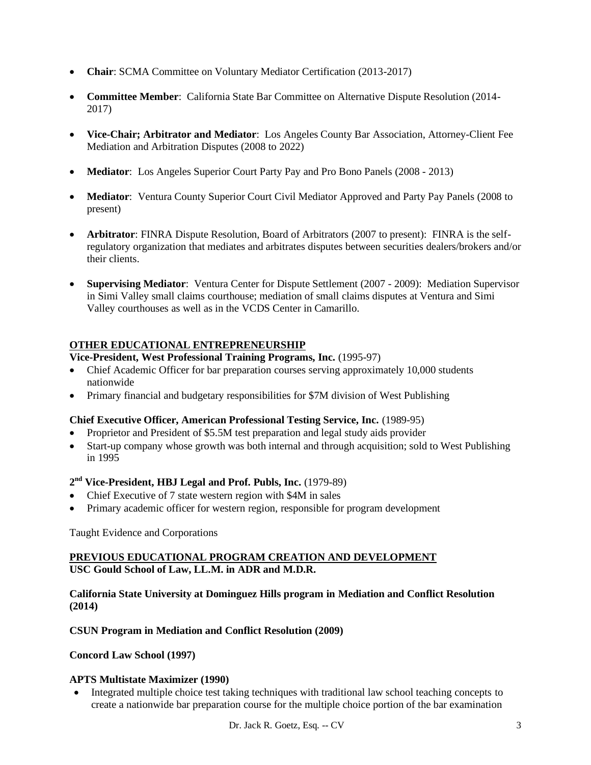- **Chair**: SCMA Committee on Voluntary Mediator Certification (2013-2017)

- **Committee Member**: California State Bar Committee on Alternative Dispute Resolution (2014-2017)

- **Vice-Chair; Arbitrator and Mediator**: Los Angeles County Bar Association, Attorney-Client Fee Mediation and Arbitration Disputes (2008 to 2022)

- **Mediator**: Los Angeles Superior Court Party Pay and Pro Bono Panels (2008 - 2013)

- **Mediator**: Ventura County Superior Court Civil Mediator Approved and Party Pay Panels (2008 to present)

- **Arbitrator**: FINRA Dispute Resolution, Board of Arbitrators (2007 to present): FINRA is the self-regulatory organization that mediates and arbitrates disputes between securities dealers/brokers and/or their clients.

- **Supervising Mediator**: Ventura Center for Dispute Settlement (2007 - 2009): Mediation Supervisor in Simi Valley small claims courthouse; mediation of small claims disputes at Ventura and Simi Valley courthouses as well as in the VCDS Center in Camarillo.

## OTHER EDUCATIONAL ENTREPRENEURSHIP

**Vice-President, West Professional Training Programs, Inc.** (1995-97)

- Chief Academic Officer for bar preparation courses serving approximately 10,000 students nationwide
- Primary financial and budgetary responsibilities for $7M division of West Publishing

**Chief Executive Officer, American Professional Testing Service, Inc.** (1989-95)

- Proprietor and President of $5.5M test preparation and legal study aids provider
- Start-up company whose growth was both internal and through acquisition; sold to West Publishing in 1995

**2nd Vice-President, HBJ Legal and Prof. Publs, Inc.** (1979-89)

- Chief Executive of 7 state western region with $4M in sales
- Primary academic officer for western region, responsible for program development

Taught Evidence and Corporations

## PREVIOUS EDUCATIONAL PROGRAM CREATION AND DEVELOPMENT

**USC Gould School of Law, LL.M. in ADR and M.D.R.**

**California State University at Dominguez Hills program in Mediation and Conflict Resolution (2014)**

**CSUN Program in Mediation and Conflict Resolution (2009)**

**Concord Law School (1997)**

**APTS Multistate Maximizer (1990)**

- Integrated multiple choice test taking techniques with traditional law school teaching concepts to create a nationwide bar preparation course for the multiple choice portion of the bar examination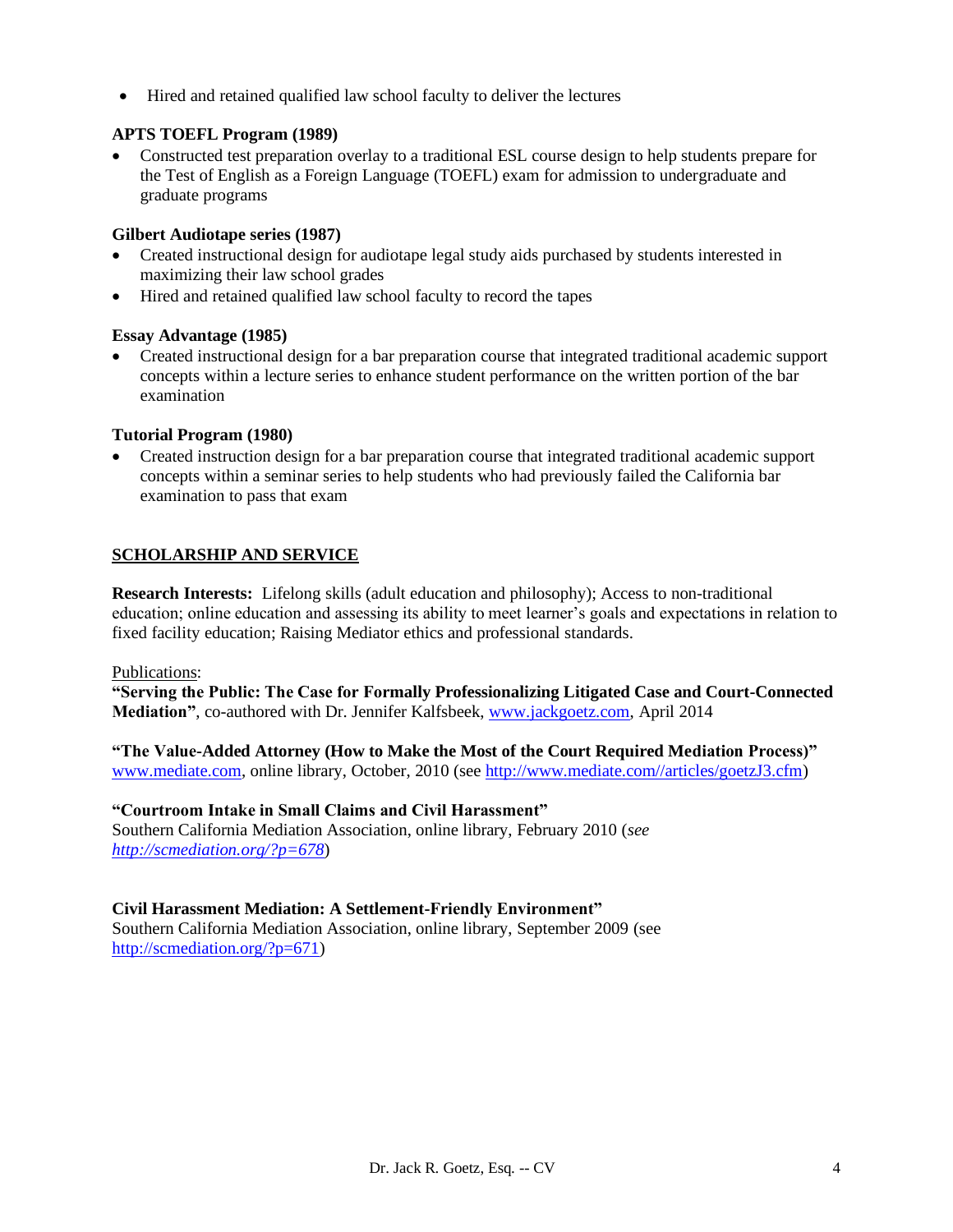- Hired and retained qualified law school faculty to deliver the lectures

**APTS TOEFL Program (1989)**

- Constructed test preparation overlay to a traditional ESL course design to help students prepare for the Test of English as a Foreign Language (TOEFL) exam for admission to undergraduate and graduate programs

**Gilbert Audiotape series (1987)**

- Created instructional design for audiotape legal study aids purchased by students interested in maximizing their law school grades
- Hired and retained qualified law school faculty to record the tapes

**Essay Advantage (1985)**

- Created instructional design for a bar preparation course that integrated traditional academic support concepts within a lecture series to enhance student performance on the written portion of the bar examination

**Tutorial Program (1980)**

- Created instruction design for a bar preparation course that integrated traditional academic support concepts within a seminar series to help students who had previously failed the California bar examination to pass that exam

## SCHOLARSHIP AND SERVICE

**Research Interests:** Lifelong skills (adult education and philosophy); Access to non-traditional education; online education and assessing its ability to meet learner's goals and expectations in relation to fixed facility education; Raising Mediator ethics and professional standards.

Publications:

**"Serving the Public: The Case for Formally Professionalizing Litigated Case and Court-Connected Mediation"**, co-authored with Dr. Jennifer Kalfsbeek, www.jackgoetz.com, April 2014

**"The Value-Added Attorney (How to Make the Most of the Court Required Mediation Process)"** www.mediate.com, online library, October, 2010 (see http://www.mediate.com//articles/goetzJ3.cfm)

**"Courtroom Intake in Small Claims and Civil Harassment"**
Southern California Mediation Association, online library, February 2010 (*see http://scmediation.org/?p=678*)

**Civil Harassment Mediation: A Settlement-Friendly Environment"**
Southern California Mediation Association, online library, September 2009 (see http://scmediation.org/?p=671)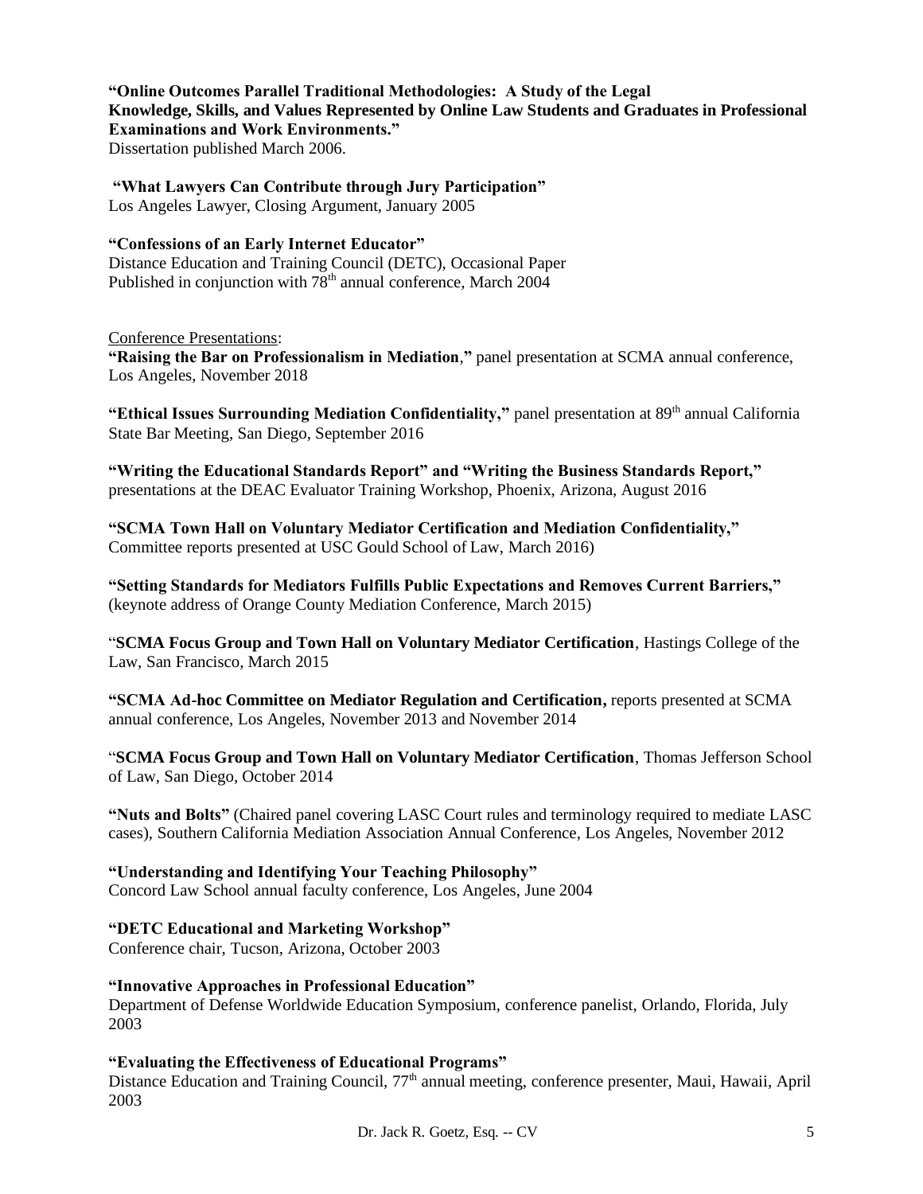**"Online Outcomes Parallel Traditional Methodologies: A Study of the Legal Knowledge, Skills, and Values Represented by Online Law Students and Graduates in Professional Examinations and Work Environments."**
Dissertation published March 2006.

**"What Lawyers Can Contribute through Jury Participation"**
Los Angeles Lawyer, Closing Argument, January 2005

**"Confessions of an Early Internet Educator"**
Distance Education and Training Council (DETC), Occasional Paper
Published in conjunction with 78th annual conference, March 2004

Conference Presentations:

**"Raising the Bar on Professionalism in Mediation,"** panel presentation at SCMA annual conference, Los Angeles, November 2018

**"Ethical Issues Surrounding Mediation Confidentiality,"** panel presentation at 89th annual California State Bar Meeting, San Diego, September 2016

**"Writing the Educational Standards Report" and "Writing the Business Standards Report,"** presentations at the DEAC Evaluator Training Workshop, Phoenix, Arizona, August 2016

**"SCMA Town Hall on Voluntary Mediator Certification and Mediation Confidentiality,"** Committee reports presented at USC Gould School of Law, March 2016)

**"Setting Standards for Mediators Fulfills Public Expectations and Removes Current Barriers,"** (keynote address of Orange County Mediation Conference, March 2015)

"**SCMA Focus Group and Town Hall on Voluntary Mediator Certification**, Hastings College of the Law, San Francisco, March 2015

**"SCMA Ad-hoc Committee on Mediator Regulation and Certification,** reports presented at SCMA annual conference, Los Angeles, November 2013 and November 2014

"**SCMA Focus Group and Town Hall on Voluntary Mediator Certification**, Thomas Jefferson School of Law, San Diego, October 2014

**"Nuts and Bolts"** (Chaired panel covering LASC Court rules and terminology required to mediate LASC cases), Southern California Mediation Association Annual Conference, Los Angeles, November 2012

**"Understanding and Identifying Your Teaching Philosophy"**
Concord Law School annual faculty conference, Los Angeles, June 2004

**"DETC Educational and Marketing Workshop"**
Conference chair, Tucson, Arizona, October 2003

**"Innovative Approaches in Professional Education"**
Department of Defense Worldwide Education Symposium, conference panelist, Orlando, Florida, July 2003

**"Evaluating the Effectiveness of Educational Programs"**
Distance Education and Training Council, 77th annual meeting, conference presenter, Maui, Hawaii, April 2003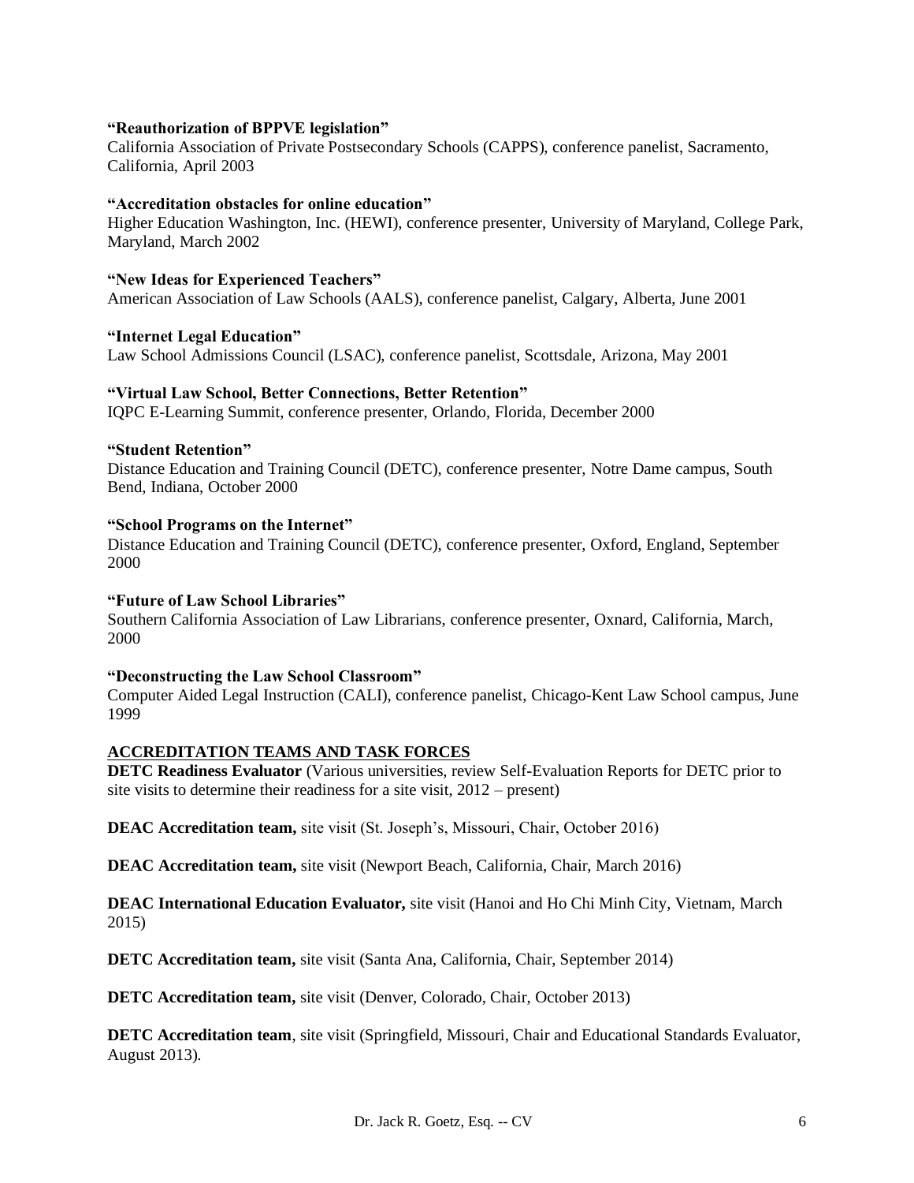**"Reauthorization of BPPVE legislation"**
California Association of Private Postsecondary Schools (CAPPS), conference panelist, Sacramento, California, April 2003

**"Accreditation obstacles for online education"**
Higher Education Washington, Inc. (HEWI), conference presenter, University of Maryland, College Park, Maryland, March 2002

**"New Ideas for Experienced Teachers"**
American Association of Law Schools (AALS), conference panelist, Calgary, Alberta, June 2001

**"Internet Legal Education"**
Law School Admissions Council (LSAC), conference panelist, Scottsdale, Arizona, May 2001

**"Virtual Law School, Better Connections, Better Retention"**
IQPC E-Learning Summit, conference presenter, Orlando, Florida, December 2000

**"Student Retention"**
Distance Education and Training Council (DETC), conference presenter, Notre Dame campus, South Bend, Indiana, October 2000

**"School Programs on the Internet"**
Distance Education and Training Council (DETC), conference presenter, Oxford, England, September 2000

**"Future of Law School Libraries"**
Southern California Association of Law Librarians, conference presenter, Oxnard, California, March, 2000

**"Deconstructing the Law School Classroom"**
Computer Aided Legal Instruction (CALI), conference panelist, Chicago-Kent Law School campus, June 1999

## ACCREDITATION TEAMS AND TASK FORCES

**DETC Readiness Evaluator** (Various universities, review Self-Evaluation Reports for DETC prior to site visits to determine their readiness for a site visit, 2012 – present)

**DEAC Accreditation team,** site visit (St. Joseph's, Missouri, Chair, October 2016)

**DEAC Accreditation team,** site visit (Newport Beach, California, Chair, March 2016)

**DEAC International Education Evaluator,** site visit (Hanoi and Ho Chi Minh City, Vietnam, March 2015)

**DETC Accreditation team,** site visit (Santa Ana, California, Chair, September 2014)

**DETC Accreditation team,** site visit (Denver, Colorado, Chair, October 2013)

**DETC Accreditation team**, site visit (Springfield, Missouri, Chair and Educational Standards Evaluator, August 2013).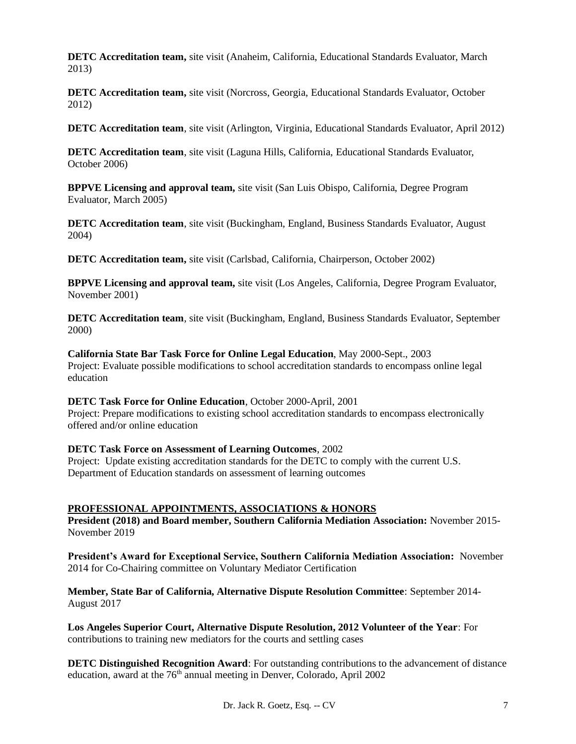**DETC Accreditation team,** site visit (Anaheim, California, Educational Standards Evaluator, March 2013)

**DETC Accreditation team,** site visit (Norcross, Georgia, Educational Standards Evaluator, October 2012)

**DETC Accreditation team**, site visit (Arlington, Virginia, Educational Standards Evaluator, April 2012)

**DETC Accreditation team**, site visit (Laguna Hills, California, Educational Standards Evaluator, October 2006)

**BPPVE Licensing and approval team,** site visit (San Luis Obispo, California, Degree Program Evaluator, March 2005)

**DETC Accreditation team**, site visit (Buckingham, England, Business Standards Evaluator, August 2004)

**DETC Accreditation team,** site visit (Carlsbad, California, Chairperson, October 2002)

**BPPVE Licensing and approval team,** site visit (Los Angeles, California, Degree Program Evaluator, November 2001)

**DETC Accreditation team**, site visit (Buckingham, England, Business Standards Evaluator, September 2000)

**California State Bar Task Force for Online Legal Education**, May 2000-Sept., 2003
Project: Evaluate possible modifications to school accreditation standards to encompass online legal education

**DETC Task Force for Online Education**, October 2000-April, 2001
Project: Prepare modifications to existing school accreditation standards to encompass electronically offered and/or online education

**DETC Task Force on Assessment of Learning Outcomes**, 2002
Project: Update existing accreditation standards for the DETC to comply with the current U.S. Department of Education standards on assessment of learning outcomes

## PROFESSIONAL APPOINTMENTS, ASSOCIATIONS & HONORS

**President (2018) and Board member, Southern California Mediation Association:** November 2015-November 2019

**President's Award for Exceptional Service, Southern California Mediation Association:** November 2014 for Co-Chairing committee on Voluntary Mediator Certification

**Member, State Bar of California, Alternative Dispute Resolution Committee**: September 2014-August 2017

**Los Angeles Superior Court, Alternative Dispute Resolution, 2012 Volunteer of the Year**: For contributions to training new mediators for the courts and settling cases

**DETC Distinguished Recognition Award**: For outstanding contributions to the advancement of distance education, award at the 76th annual meeting in Denver, Colorado, April 2002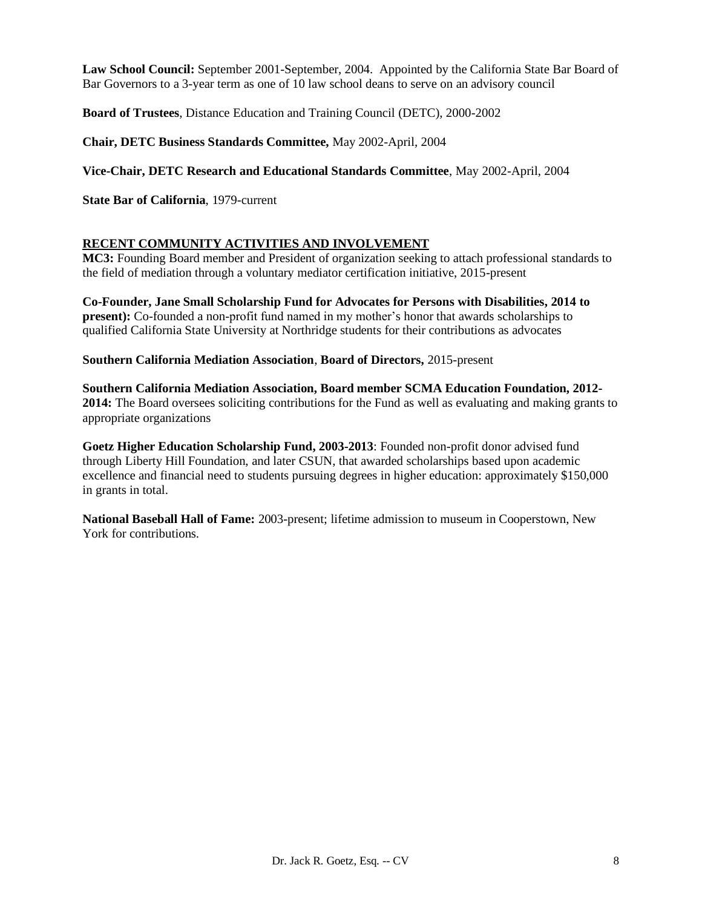**Law School Council:** September 2001-September, 2004. Appointed by the California State Bar Board of Bar Governors to a 3-year term as one of 10 law school deans to serve on an advisory council

**Board of Trustees**, Distance Education and Training Council (DETC), 2000-2002

**Chair, DETC Business Standards Committee,** May 2002-April, 2004

**Vice-Chair, DETC Research and Educational Standards Committee**, May 2002-April, 2004

**State Bar of California**, 1979-current

## RECENT COMMUNITY ACTIVITIES AND INVOLVEMENT

**MC3:** Founding Board member and President of organization seeking to attach professional standards to the field of mediation through a voluntary mediator certification initiative, 2015-present

**Co-Founder, Jane Small Scholarship Fund for Advocates for Persons with Disabilities, 2014 to present):** Co-founded a non-profit fund named in my mother's honor that awards scholarships to qualified California State University at Northridge students for their contributions as advocates

**Southern California Mediation Association**, **Board of Directors,** 2015-present

**Southern California Mediation Association, Board member SCMA Education Foundation, 2012-2014:** The Board oversees soliciting contributions for the Fund as well as evaluating and making grants to appropriate organizations

**Goetz Higher Education Scholarship Fund, 2003-2013**: Founded non-profit donor advised fund through Liberty Hill Foundation, and later CSUN, that awarded scholarships based upon academic excellence and financial need to students pursuing degrees in higher education: approximately $150,000 in grants in total.

**National Baseball Hall of Fame:** 2003-present; lifetime admission to museum in Cooperstown, New York for contributions.